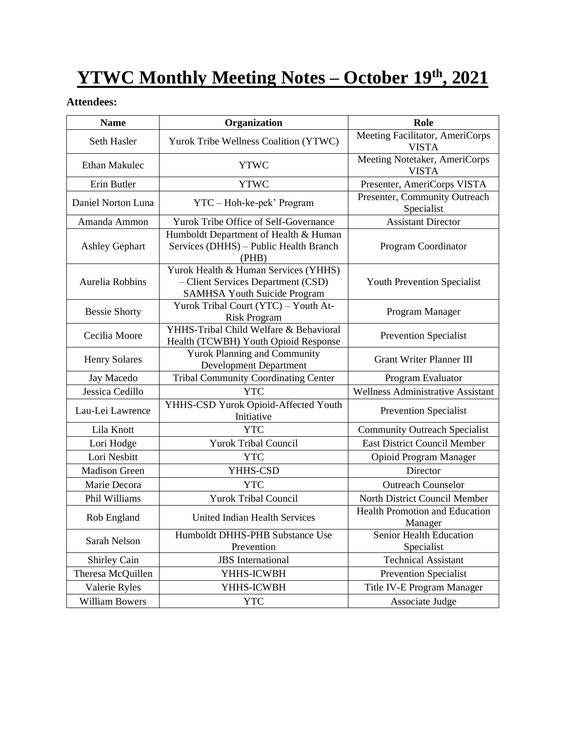# YTWC Monthly Meeting Notes – October 19th, 2021

**Attendees:**

| Name | Organization | Role |
|---|---|---|
| Seth Hasler | Yurok Tribe Wellness Coalition (YTWC) | Meeting Facilitator, AmeriCorps VISTA |
| Ethan Makulec | YTWC | Meeting Notetaker, AmeriCorps VISTA |
| Erin Butler | YTWC | Presenter, AmeriCorps VISTA |
| Daniel Norton Luna | YTC – Hoh-ke-pek' Program | Presenter, Community Outreach Specialist |
| Amanda Ammon | Yurok Tribe Office of Self-Governance | Assistant Director |
| Ashley Gephart | Humboldt Department of Health & Human Services (DHHS) – Public Health Branch (PHB) | Program Coordinator |
| Aurelia Robbins | Yurok Health & Human Services (YHHS) – Client Services Department (CSD) SAMHSA Youth Suicide Program | Youth Prevention Specialist |
| Bessie Shorty | Yurok Tribal Court (YTC) – Youth At-Risk Program | Program Manager |
| Cecilia Moore | YHHS-Tribal Child Welfare & Behavioral Health (TCWBH) Youth Opioid Response | Prevention Specialist |
| Henry Solares | Yurok Planning and Community Development Department | Grant Writer Planner III |
| Jay Macedo | Tribal Community Coordinating Center | Program Evaluator |
| Jessica Cedillo | YTC | Wellness Administrative Assistant |
| Lau-Lei Lawrence | YHHS-CSD Yurok Opioid-Affected Youth Initiative | Prevention Specialist |
| Lila Knott | YTC | Community Outreach Specialist |
| Lori Hodge | Yurok Tribal Council | East District Council Member |
| Lori Nesbitt | YTC | Opioid Program Manager |
| Madison Green | YHHS-CSD | Director |
| Marie Decora | YTC | Outreach Counselor |
| Phil Williams | Yurok Tribal Council | North District Council Member |
| Rob England | United Indian Health Services | Health Promotion and Education Manager |
| Sarah Nelson | Humboldt DHHS-PHB Substance Use Prevention | Senior Health Education Specialist |
| Shirley Cain | JBS International | Technical Assistant |
| Theresa McQuillen | YHHS-ICWBH | Prevention Specialist |
| Valerie Ryles | YHHS-ICWBH | Title IV-E Program Manager |
| William Bowers | YTC | Associate Judge |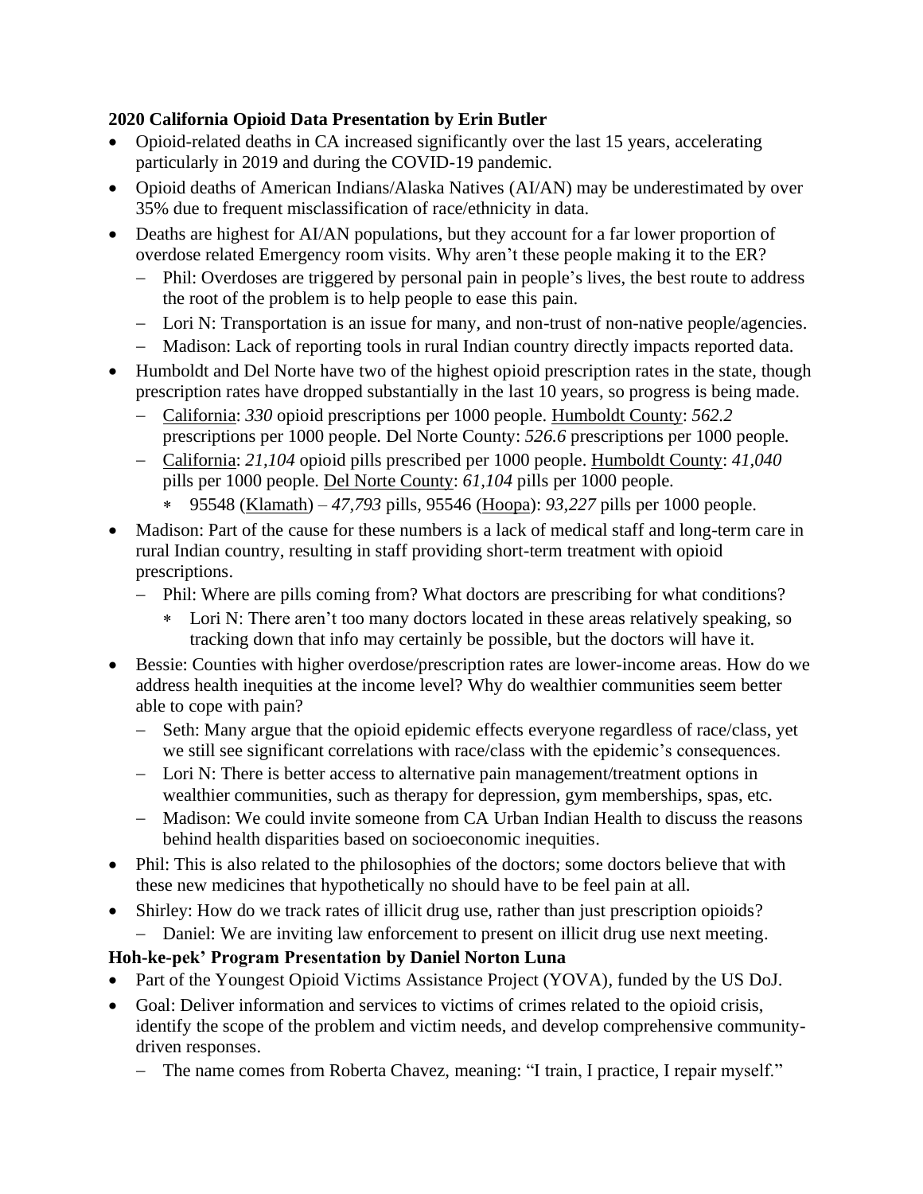**2020 California Opioid Data Presentation by Erin Butler**

- Opioid-related deaths in CA increased significantly over the last 15 years, accelerating particularly in 2019 and during the COVID-19 pandemic.
- Opioid deaths of American Indians/Alaska Natives (AI/AN) may be underestimated by over 35% due to frequent misclassification of race/ethnicity in data.
- Deaths are highest for AI/AN populations, but they account for a far lower proportion of overdose related Emergency room visits. Why aren't these people making it to the ER?
  - Phil: Overdoses are triggered by personal pain in people's lives, the best route to address the root of the problem is to help people to ease this pain.
  - Lori N: Transportation is an issue for many, and non-trust of non-native people/agencies.
  - Madison: Lack of reporting tools in rural Indian country directly impacts reported data.
- Humboldt and Del Norte have two of the highest opioid prescription rates in the state, though prescription rates have dropped substantially in the last 10 years, so progress is being made.
  - <u>California</u>: *330* opioid prescriptions per 1000 people. <u>Humboldt County</u>: *562.2* prescriptions per 1000 people. Del Norte County: *526.6* prescriptions per 1000 people.
  - <u>California</u>: *21,104* opioid pills prescribed per 1000 people. <u>Humboldt County</u>: *41,040* pills per 1000 people. <u>Del Norte County</u>: *61,104* pills per 1000 people.
    - 95548 (<u>Klamath</u>) – *47,793* pills, 95546 (<u>Hoopa</u>): *93,227* pills per 1000 people.
- Madison: Part of the cause for these numbers is a lack of medical staff and long-term care in rural Indian country, resulting in staff providing short-term treatment with opioid prescriptions.
  - Phil: Where are pills coming from? What doctors are prescribing for what conditions?
    - Lori N: There aren't too many doctors located in these areas relatively speaking, so tracking down that info may certainly be possible, but the doctors will have it.
- Bessie: Counties with higher overdose/prescription rates are lower-income areas. How do we address health inequities at the income level? Why do wealthier communities seem better able to cope with pain?
  - Seth: Many argue that the opioid epidemic effects everyone regardless of race/class, yet we still see significant correlations with race/class with the epidemic's consequences.
  - Lori N: There is better access to alternative pain management/treatment options in wealthier communities, such as therapy for depression, gym memberships, spas, etc.
  - Madison: We could invite someone from CA Urban Indian Health to discuss the reasons behind health disparities based on socioeconomic inequities.
- Phil: This is also related to the philosophies of the doctors; some doctors believe that with these new medicines that hypothetically no should have to be feel pain at all.
- Shirley: How do we track rates of illicit drug use, rather than just prescription opioids?
  - Daniel: We are inviting law enforcement to present on illicit drug use next meeting.

**Hoh-ke-pek' Program Presentation by Daniel Norton Luna**

- Part of the Youngest Opioid Victims Assistance Project (YOVA), funded by the US DoJ.
- Goal: Deliver information and services to victims of crimes related to the opioid crisis, identify the scope of the problem and victim needs, and develop comprehensive community-driven responses.
  - The name comes from Roberta Chavez, meaning: "I train, I practice, I repair myself."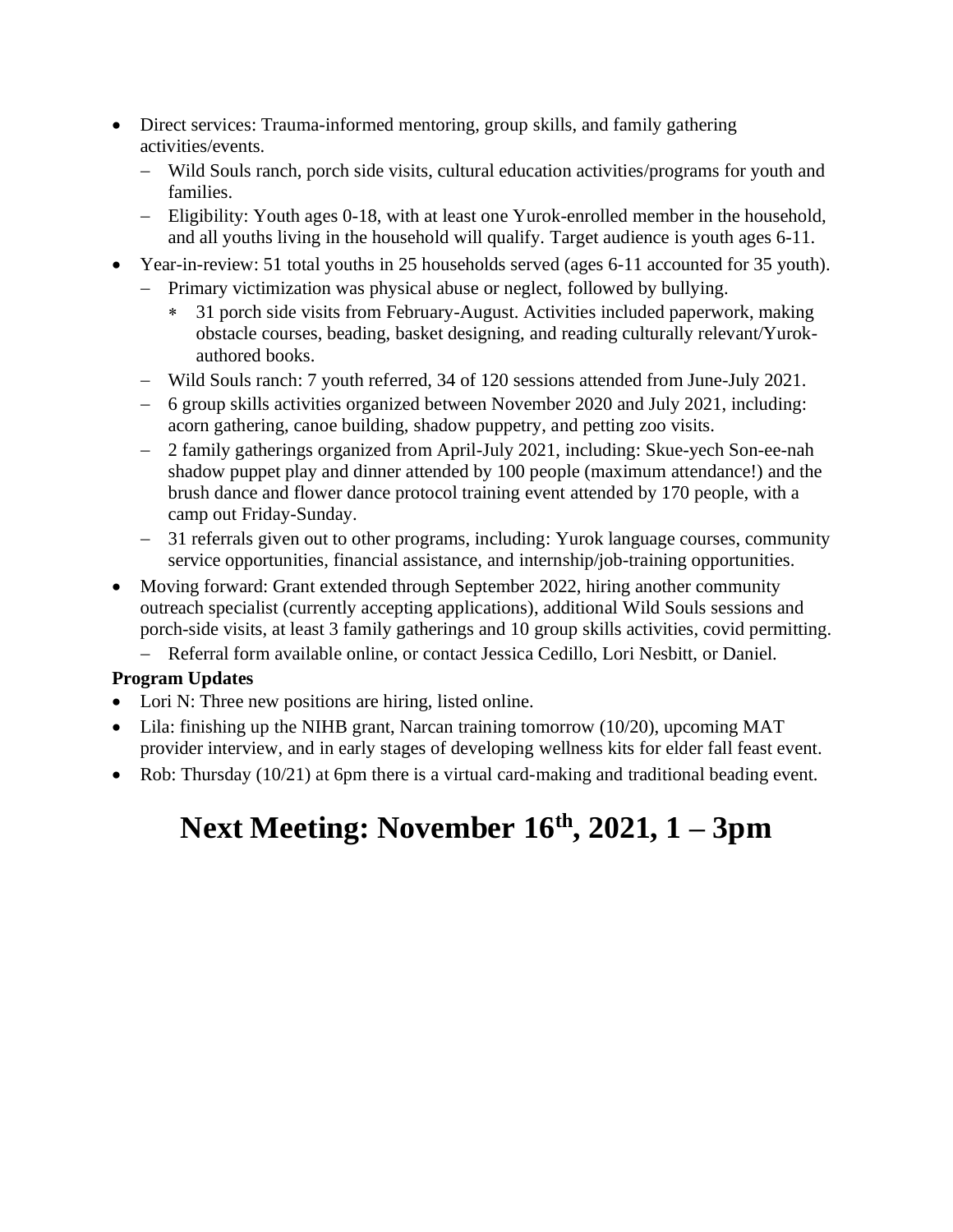- Direct services: Trauma-informed mentoring, group skills, and family gathering activities/events.
  - Wild Souls ranch, porch side visits, cultural education activities/programs for youth and families.
  - Eligibility: Youth ages 0-18, with at least one Yurok-enrolled member in the household, and all youths living in the household will qualify. Target audience is youth ages 6-11.
- Year-in-review: 51 total youths in 25 households served (ages 6-11 accounted for 35 youth).
  - Primary victimization was physical abuse or neglect, followed by bullying.
    - 31 porch side visits from February-August. Activities included paperwork, making obstacle courses, beading, basket designing, and reading culturally relevant/Yurok-authored books.
  - Wild Souls ranch: 7 youth referred, 34 of 120 sessions attended from June-July 2021.
  - 6 group skills activities organized between November 2020 and July 2021, including: acorn gathering, canoe building, shadow puppetry, and petting zoo visits.
  - 2 family gatherings organized from April-July 2021, including: Skue-yech Son-ee-nah shadow puppet play and dinner attended by 100 people (maximum attendance!) and the brush dance and flower dance protocol training event attended by 170 people, with a camp out Friday-Sunday.
  - 31 referrals given out to other programs, including: Yurok language courses, community service opportunities, financial assistance, and internship/job-training opportunities.
- Moving forward: Grant extended through September 2022, hiring another community outreach specialist (currently accepting applications), additional Wild Souls sessions and porch-side visits, at least 3 family gatherings and 10 group skills activities, covid permitting.
  - Referral form available online, or contact Jessica Cedillo, Lori Nesbitt, or Daniel.

**Program Updates**

- Lori N: Three new positions are hiring, listed online.
- Lila: finishing up the NIHB grant, Narcan training tomorrow (10/20), upcoming MAT provider interview, and in early stages of developing wellness kits for elder fall feast event.
- Rob: Thursday (10/21) at 6pm there is a virtual card-making and traditional beading event.

# Next Meeting: November 16th, 2021, 1 – 3pm